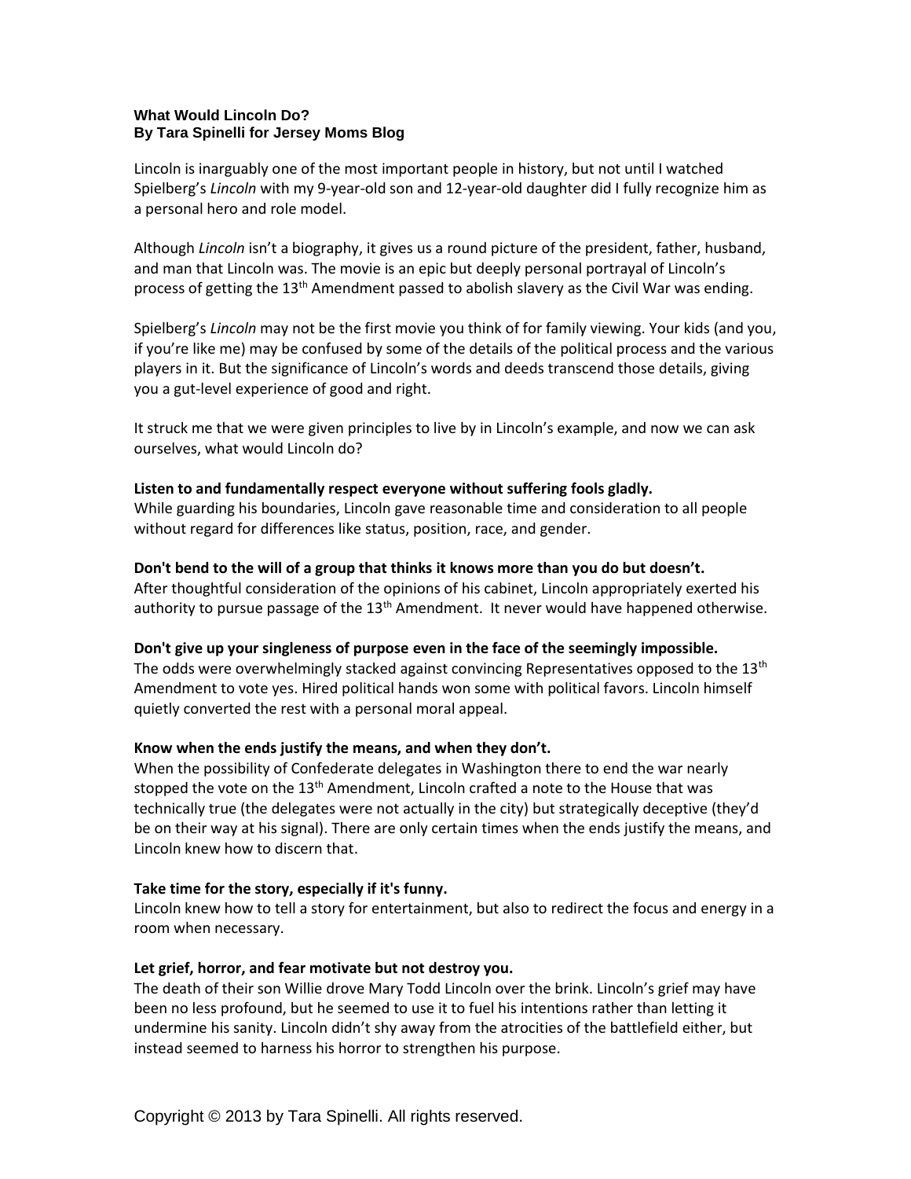**What Would Lincoln Do?**
**By Tara Spinelli for Jersey Moms Blog**

Lincoln is inarguably one of the most important people in history, but not until I watched Spielberg's *Lincoln* with my 9-year-old son and 12-year-old daughter did I fully recognize him as a personal hero and role model.

Although *Lincoln* isn't a biography, it gives us a round picture of the president, father, husband, and man that Lincoln was. The movie is an epic but deeply personal portrayal of Lincoln's process of getting the 13th Amendment passed to abolish slavery as the Civil War was ending.

Spielberg's *Lincoln* may not be the first movie you think of for family viewing. Your kids (and you, if you're like me) may be confused by some of the details of the political process and the various players in it. But the significance of Lincoln's words and deeds transcend those details, giving you a gut-level experience of good and right.

It struck me that we were given principles to live by in Lincoln's example, and now we can ask ourselves, what would Lincoln do?

**Listen to and fundamentally respect everyone without suffering fools gladly.**
While guarding his boundaries, Lincoln gave reasonable time and consideration to all people without regard for differences like status, position, race, and gender.

**Don't bend to the will of a group that thinks it knows more than you do but doesn't.**
After thoughtful consideration of the opinions of his cabinet, Lincoln appropriately exerted his authority to pursue passage of the 13th Amendment. It never would have happened otherwise.

**Don't give up your singleness of purpose even in the face of the seemingly impossible.**
The odds were overwhelmingly stacked against convincing Representatives opposed to the 13th Amendment to vote yes. Hired political hands won some with political favors. Lincoln himself quietly converted the rest with a personal moral appeal.

**Know when the ends justify the means, and when they don't.**
When the possibility of Confederate delegates in Washington there to end the war nearly stopped the vote on the 13th Amendment, Lincoln crafted a note to the House that was technically true (the delegates were not actually in the city) but strategically deceptive (they'd be on their way at his signal). There are only certain times when the ends justify the means, and Lincoln knew how to discern that.

**Take time for the story, especially if it's funny.**
Lincoln knew how to tell a story for entertainment, but also to redirect the focus and energy in a room when necessary.

**Let grief, horror, and fear motivate but not destroy you.**
The death of their son Willie drove Mary Todd Lincoln over the brink. Lincoln's grief may have been no less profound, but he seemed to use it to fuel his intentions rather than letting it undermine his sanity. Lincoln didn't shy away from the atrocities of the battlefield either, but instead seemed to harness his horror to strengthen his purpose.

Copyright © 2013 by Tara Spinelli. All rights reserved.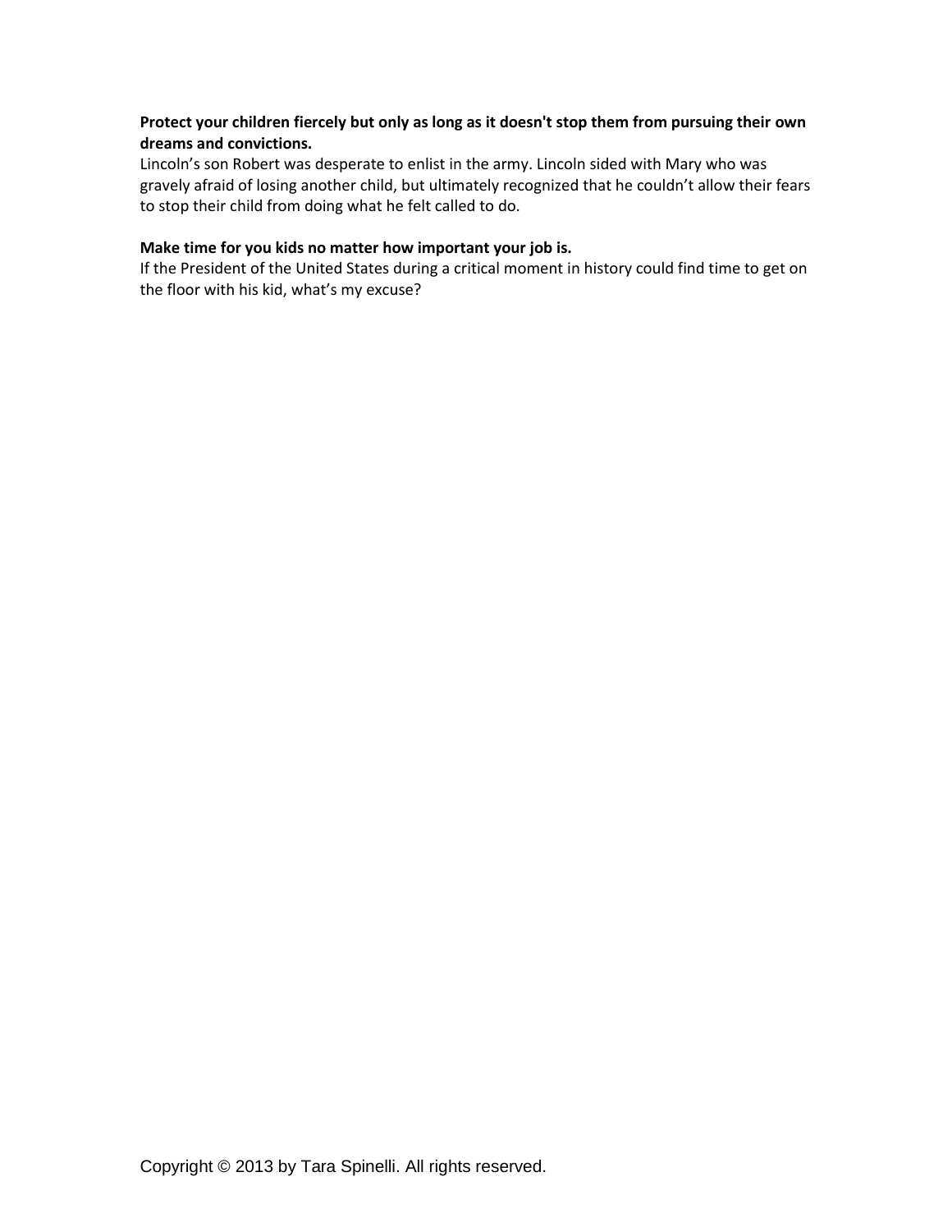**Protect your children fiercely but only as long as it doesn't stop them from pursuing their own dreams and convictions.**

Lincoln's son Robert was desperate to enlist in the army. Lincoln sided with Mary who was gravely afraid of losing another child, but ultimately recognized that he couldn't allow their fears to stop their child from doing what he felt called to do.

**Make time for you kids no matter how important your job is.**

If the President of the United States during a critical moment in history could find time to get on the floor with his kid, what's my excuse?

Copyright © 2013 by Tara Spinelli. All rights reserved.